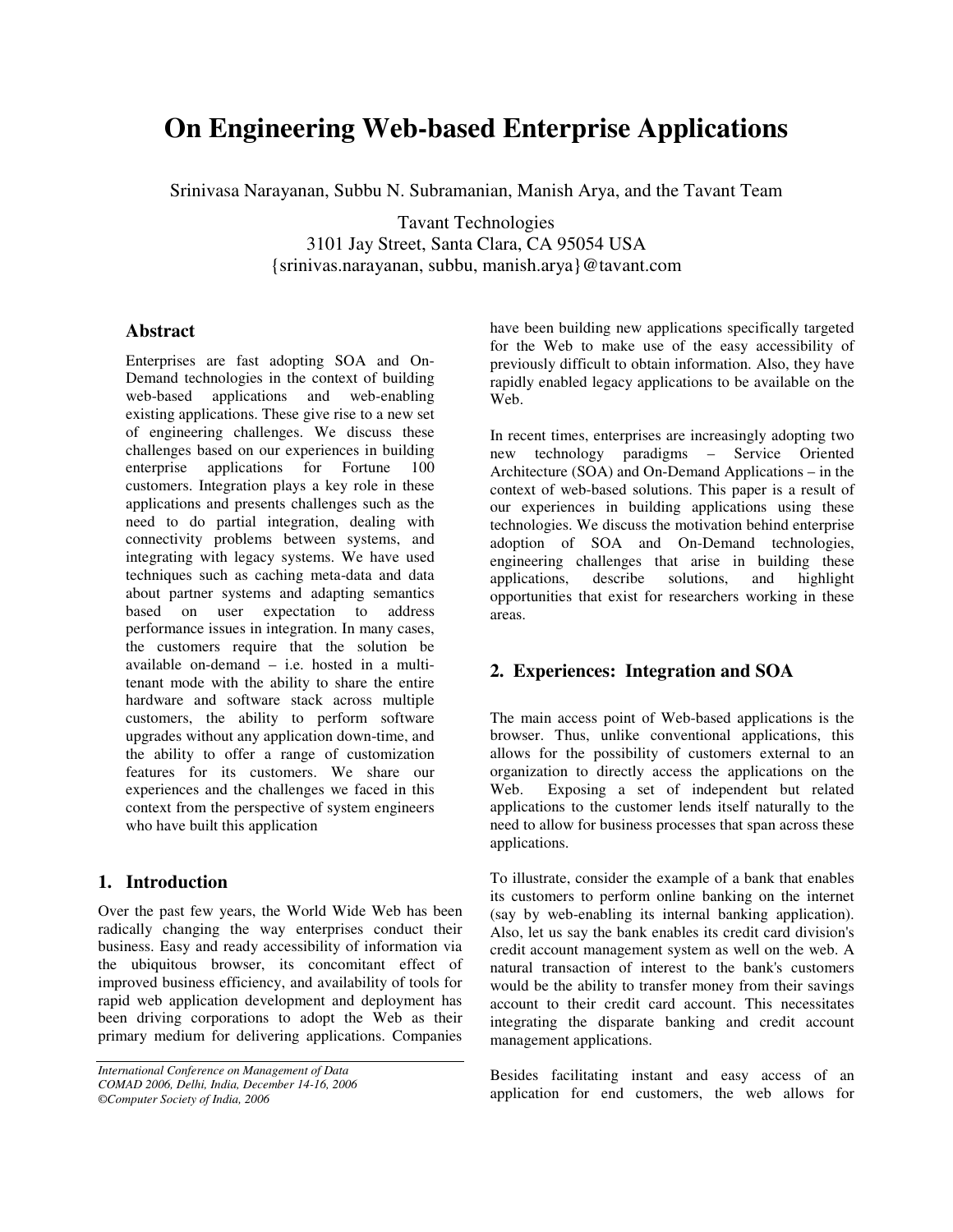# On Engineering Web-based Enterprise Applications

Srinivasa Narayanan, Subbu N. Subramanian, Manish Arya, and the Tavant Team

Tavant Technologies
3101 Jay Street, Santa Clara, CA 95054 USA
{srinivas.narayanan, subbu, manish.arya}@tavant.com

## Abstract

Enterprises are fast adopting SOA and On-Demand technologies in the context of building web-based applications and web-enabling existing applications. These give rise to a new set of engineering challenges. We discuss these challenges based on our experiences in building enterprise applications for Fortune 100 customers. Integration plays a key role in these applications and presents challenges such as the need to do partial integration, dealing with connectivity problems between systems, and integrating with legacy systems. We have used techniques such as caching meta-data and data about partner systems and adapting semantics based on user expectation to address performance issues in integration. In many cases, the customers require that the solution be available on-demand – i.e. hosted in a multi-tenant mode with the ability to share the entire hardware and software stack across multiple customers, the ability to perform software upgrades without any application down-time, and the ability to offer a range of customization features for its customers. We share our experiences and the challenges we faced in this context from the perspective of system engineers who have built this application

## 1. Introduction

Over the past few years, the World Wide Web has been radically changing the way enterprises conduct their business. Easy and ready accessibility of information via the ubiquitous browser, its concomitant effect of improved business efficiency, and availability of tools for rapid web application development and deployment has been driving corporations to adopt the Web as their primary medium for delivering applications. Companies have been building new applications specifically targeted for the Web to make use of the easy accessibility of previously difficult to obtain information. Also, they have rapidly enabled legacy applications to be available on the Web.

In recent times, enterprises are increasingly adopting two new technology paradigms – Service Oriented Architecture (SOA) and On-Demand Applications – in the context of web-based solutions. This paper is a result of our experiences in building applications using these technologies. We discuss the motivation behind enterprise adoption of SOA and On-Demand technologies, engineering challenges that arise in building these applications, describe solutions, and highlight opportunities that exist for researchers working in these areas.

## 2. Experiences: Integration and SOA

The main access point of Web-based applications is the browser. Thus, unlike conventional applications, this allows for the possibility of customers external to an organization to directly access the applications on the Web. Exposing a set of independent but related applications to the customer lends itself naturally to the need to allow for business processes that span across these applications.

To illustrate, consider the example of a bank that enables its customers to perform online banking on the internet (say by web-enabling its internal banking application). Also, let us say the bank enables its credit card division's credit account management system as well on the web. A natural transaction of interest to the bank's customers would be the ability to transfer money from their savings account to their credit card account. This necessitates integrating the disparate banking and credit account management applications.

Besides facilitating instant and easy access of an application for end customers, the web allows for

*International Conference on Management of Data*
*COMAD 2006, Delhi, India, December 14-16, 2006*
*©Computer Society of India, 2006*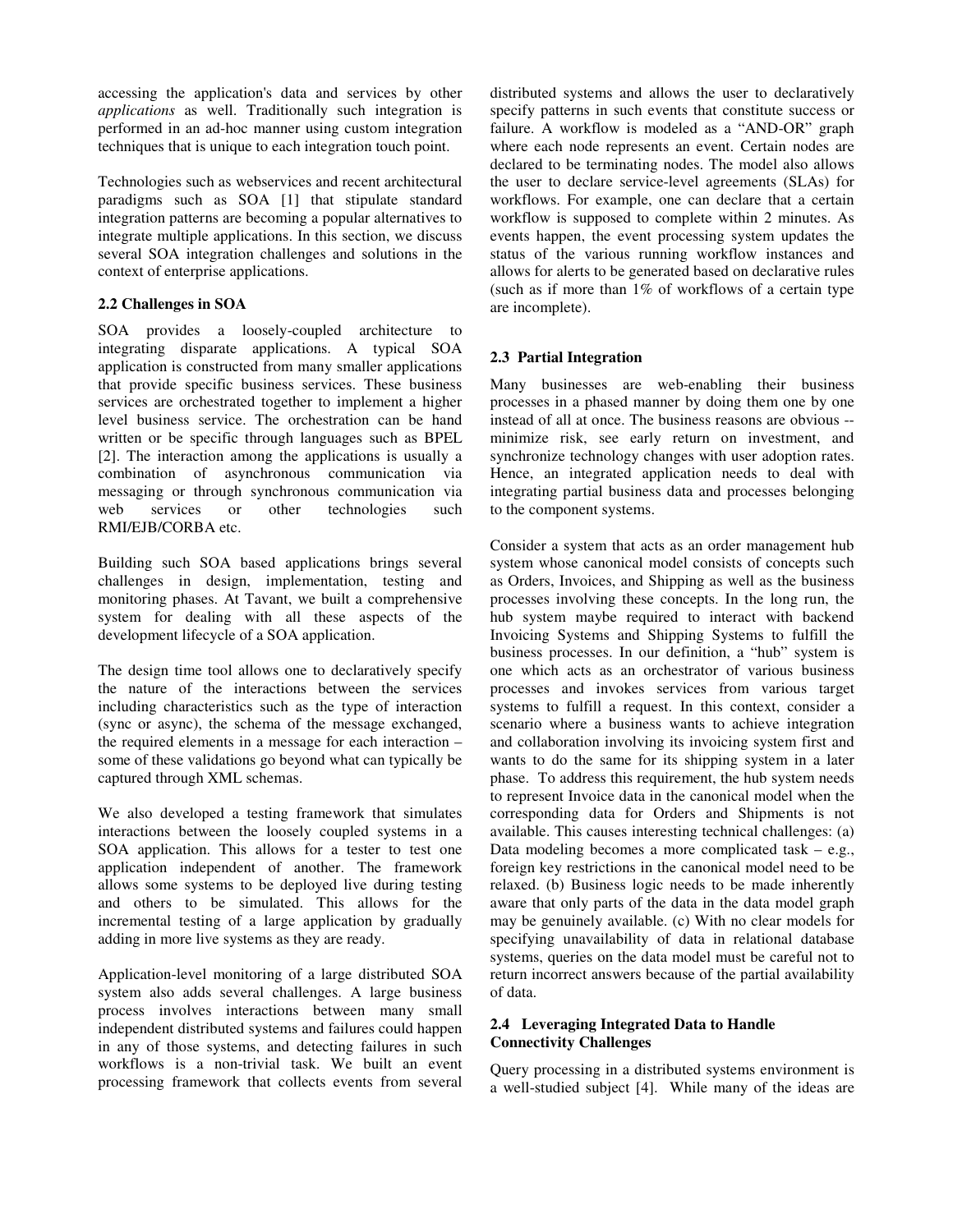accessing the application's data and services by other *applications* as well. Traditionally such integration is performed in an ad-hoc manner using custom integration techniques that is unique to each integration touch point.

Technologies such as webservices and recent architectural paradigms such as SOA [1] that stipulate standard integration patterns are becoming a popular alternatives to integrate multiple applications. In this section, we discuss several SOA integration challenges and solutions in the context of enterprise applications.

### 2.2 Challenges in SOA

SOA provides a loosely-coupled architecture to integrating disparate applications. A typical SOA application is constructed from many smaller applications that provide specific business services. These business services are orchestrated together to implement a higher level business service. The orchestration can be hand written or be specific through languages such as BPEL [2]. The interaction among the applications is usually a combination of asynchronous communication via messaging or through synchronous communication via web services or other technologies such RMI/EJB/CORBA etc.

Building such SOA based applications brings several challenges in design, implementation, testing and monitoring phases. At Tavant, we built a comprehensive system for dealing with all these aspects of the development lifecycle of a SOA application.

The design time tool allows one to declaratively specify the nature of the interactions between the services including characteristics such as the type of interaction (sync or async), the schema of the message exchanged, the required elements in a message for each interaction – some of these validations go beyond what can typically be captured through XML schemas.

We also developed a testing framework that simulates interactions between the loosely coupled systems in a SOA application. This allows for a tester to test one application independent of another. The framework allows some systems to be deployed live during testing and others to be simulated. This allows for the incremental testing of a large application by gradually adding in more live systems as they are ready.

Application-level monitoring of a large distributed SOA system also adds several challenges. A large business process involves interactions between many small independent distributed systems and failures could happen in any of those systems, and detecting failures in such workflows is a non-trivial task. We built an event processing framework that collects events from several distributed systems and allows the user to declaratively specify patterns in such events that constitute success or failure. A workflow is modeled as a "AND-OR" graph where each node represents an event. Certain nodes are declared to be terminating nodes. The model also allows the user to declare service-level agreements (SLAs) for workflows. For example, one can declare that a certain workflow is supposed to complete within 2 minutes. As events happen, the event processing system updates the status of the various running workflow instances and allows for alerts to be generated based on declarative rules (such as if more than 1% of workflows of a certain type are incomplete).

### 2.3 Partial Integration

Many businesses are web-enabling their business processes in a phased manner by doing them one by one instead of all at once. The business reasons are obvious -- minimize risk, see early return on investment, and synchronize technology changes with user adoption rates. Hence, an integrated application needs to deal with integrating partial business data and processes belonging to the component systems.

Consider a system that acts as an order management hub system whose canonical model consists of concepts such as Orders, Invoices, and Shipping as well as the business processes involving these concepts. In the long run, the hub system maybe required to interact with backend Invoicing Systems and Shipping Systems to fulfill the business processes. In our definition, a "hub" system is one which acts as an orchestrator of various business processes and invokes services from various target systems to fulfill a request. In this context, consider a scenario where a business wants to achieve integration and collaboration involving its invoicing system first and wants to do the same for its shipping system in a later phase. To address this requirement, the hub system needs to represent Invoice data in the canonical model when the corresponding data for Orders and Shipments is not available. This causes interesting technical challenges: (a) Data modeling becomes a more complicated task – e.g., foreign key restrictions in the canonical model need to be relaxed. (b) Business logic needs to be made inherently aware that only parts of the data in the data model graph may be genuinely available. (c) With no clear models for specifying unavailability of data in relational database systems, queries on the data model must be careful not to return incorrect answers because of the partial availability of data.

### 2.4 Leveraging Integrated Data to Handle Connectivity Challenges

Query processing in a distributed systems environment is a well-studied subject [4]. While many of the ideas are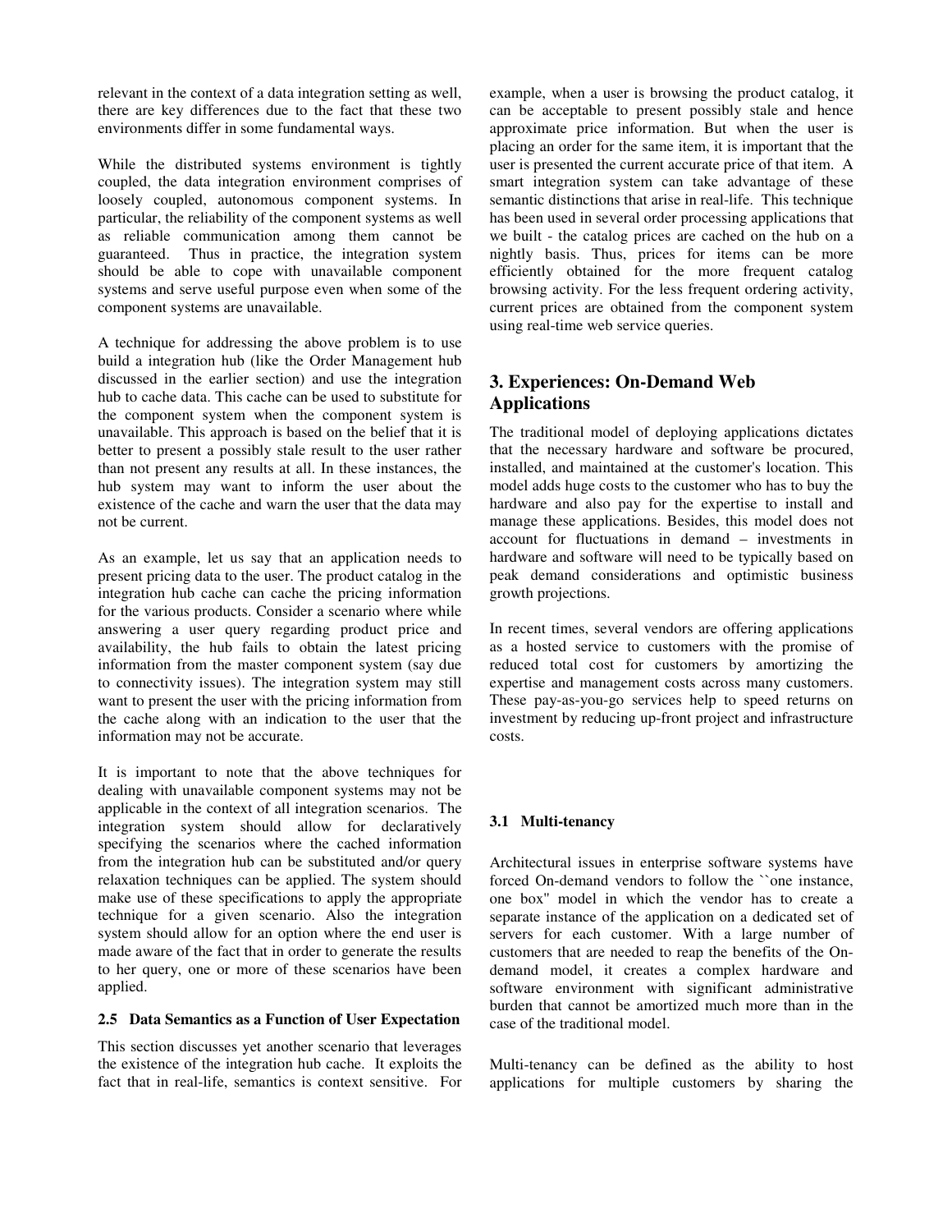relevant in the context of a data integration setting as well, there are key differences due to the fact that these two environments differ in some fundamental ways.

While the distributed systems environment is tightly coupled, the data integration environment comprises of loosely coupled, autonomous component systems. In particular, the reliability of the component systems as well as reliable communication among them cannot be guaranteed. Thus in practice, the integration system should be able to cope with unavailable component systems and serve useful purpose even when some of the component systems are unavailable.

A technique for addressing the above problem is to use build a integration hub (like the Order Management hub discussed in the earlier section) and use the integration hub to cache data. This cache can be used to substitute for the component system when the component system is unavailable. This approach is based on the belief that it is better to present a possibly stale result to the user rather than not present any results at all. In these instances, the hub system may want to inform the user about the existence of the cache and warn the user that the data may not be current.

As an example, let us say that an application needs to present pricing data to the user. The product catalog in the integration hub cache can cache the pricing information for the various products. Consider a scenario where while answering a user query regarding product price and availability, the hub fails to obtain the latest pricing information from the master component system (say due to connectivity issues). The integration system may still want to present the user with the pricing information from the cache along with an indication to the user that the information may not be accurate.

It is important to note that the above techniques for dealing with unavailable component systems may not be applicable in the context of all integration scenarios. The integration system should allow for declaratively specifying the scenarios where the cached information from the integration hub can be substituted and/or query relaxation techniques can be applied. The system should make use of these specifications to apply the appropriate technique for a given scenario. Also the integration system should allow for an option where the end user is made aware of the fact that in order to generate the results to her query, one or more of these scenarios have been applied.

### 2.5 Data Semantics as a Function of User Expectation

This section discusses yet another scenario that leverages the existence of the integration hub cache. It exploits the fact that in real-life, semantics is context sensitive. For example, when a user is browsing the product catalog, it can be acceptable to present possibly stale and hence approximate price information. But when the user is placing an order for the same item, it is important that the user is presented the current accurate price of that item. A smart integration system can take advantage of these semantic distinctions that arise in real-life. This technique has been used in several order processing applications that we built - the catalog prices are cached on the hub on a nightly basis. Thus, prices for items can be more efficiently obtained for the more frequent catalog browsing activity. For the less frequent ordering activity, current prices are obtained from the component system using real-time web service queries.

## 3. Experiences: On-Demand Web Applications

The traditional model of deploying applications dictates that the necessary hardware and software be procured, installed, and maintained at the customer's location. This model adds huge costs to the customer who has to buy the hardware and also pay for the expertise to install and manage these applications. Besides, this model does not account for fluctuations in demand – investments in hardware and software will need to be typically based on peak demand considerations and optimistic business growth projections.

In recent times, several vendors are offering applications as a hosted service to customers with the promise of reduced total cost for customers by amortizing the expertise and management costs across many customers. These pay-as-you-go services help to speed returns on investment by reducing up-front project and infrastructure costs.

### 3.1 Multi-tenancy

Architectural issues in enterprise software systems have forced On-demand vendors to follow the ``one instance, one box" model in which the vendor has to create a separate instance of the application on a dedicated set of servers for each customer. With a large number of customers that are needed to reap the benefits of the On-demand model, it creates a complex hardware and software environment with significant administrative burden that cannot be amortized much more than in the case of the traditional model.

Multi-tenancy can be defined as the ability to host applications for multiple customers by sharing the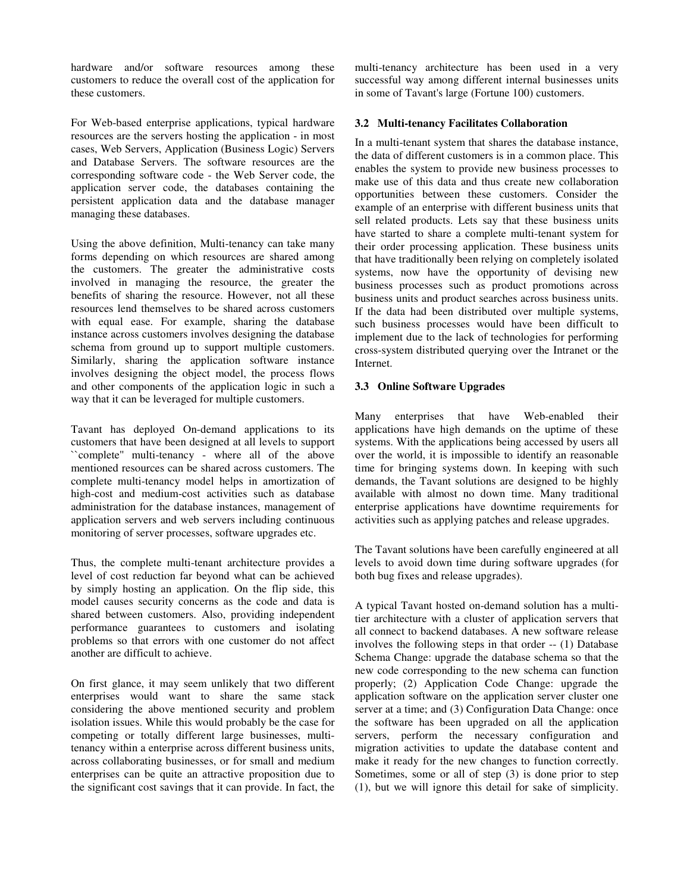hardware and/or software resources among these customers to reduce the overall cost of the application for these customers.

For Web-based enterprise applications, typical hardware resources are the servers hosting the application - in most cases, Web Servers, Application (Business Logic) Servers and Database Servers. The software resources are the corresponding software code - the Web Server code, the application server code, the databases containing the persistent application data and the database manager managing these databases.

Using the above definition, Multi-tenancy can take many forms depending on which resources are shared among the customers. The greater the administrative costs involved in managing the resource, the greater the benefits of sharing the resource. However, not all these resources lend themselves to be shared across customers with equal ease. For example, sharing the database instance across customers involves designing the database schema from ground up to support multiple customers. Similarly, sharing the application software instance involves designing the object model, the process flows and other components of the application logic in such a way that it can be leveraged for multiple customers.

Tavant has deployed On-demand applications to its customers that have been designed at all levels to support ``complete'' multi-tenancy - where all of the above mentioned resources can be shared across customers. The complete multi-tenancy model helps in amortization of high-cost and medium-cost activities such as database administration for the database instances, management of application servers and web servers including continuous monitoring of server processes, software upgrades etc.

Thus, the complete multi-tenant architecture provides a level of cost reduction far beyond what can be achieved by simply hosting an application. On the flip side, this model causes security concerns as the code and data is shared between customers. Also, providing independent performance guarantees to customers and isolating problems so that errors with one customer do not affect another are difficult to achieve.

On first glance, it may seem unlikely that two different enterprises would want to share the same stack considering the above mentioned security and problem isolation issues. While this would probably be the case for competing or totally different large businesses, multi-tenancy within a enterprise across different business units, across collaborating businesses, or for small and medium enterprises can be quite an attractive proposition due to the significant cost savings that it can provide. In fact, the multi-tenancy architecture has been used in a very successful way among different internal businesses units in some of Tavant's large (Fortune 100) customers.

### 3.2 Multi-tenancy Facilitates Collaboration

In a multi-tenant system that shares the database instance, the data of different customers is in a common place. This enables the system to provide new business processes to make use of this data and thus create new collaboration opportunities between these customers. Consider the example of an enterprise with different business units that sell related products. Lets say that these business units have started to share a complete multi-tenant system for their order processing application. These business units that have traditionally been relying on completely isolated systems, now have the opportunity of devising new business processes such as product promotions across business units and product searches across business units. If the data had been distributed over multiple systems, such business processes would have been difficult to implement due to the lack of technologies for performing cross-system distributed querying over the Intranet or the Internet.

### 3.3 Online Software Upgrades

Many enterprises that have Web-enabled their applications have high demands on the uptime of these systems. With the applications being accessed by users all over the world, it is impossible to identify an reasonable time for bringing systems down. In keeping with such demands, the Tavant solutions are designed to be highly available with almost no down time. Many traditional enterprise applications have downtime requirements for activities such as applying patches and release upgrades.

The Tavant solutions have been carefully engineered at all levels to avoid down time during software upgrades (for both bug fixes and release upgrades).

A typical Tavant hosted on-demand solution has a multi-tier architecture with a cluster of application servers that all connect to backend databases. A new software release involves the following steps in that order -- (1) Database Schema Change: upgrade the database schema so that the new code corresponding to the new schema can function properly; (2) Application Code Change: upgrade the application software on the application server cluster one server at a time; and (3) Configuration Data Change: once the software has been upgraded on all the application servers, perform the necessary configuration and migration activities to update the database content and make it ready for the new changes to function correctly. Sometimes, some or all of step (3) is done prior to step (1), but we will ignore this detail for sake of simplicity.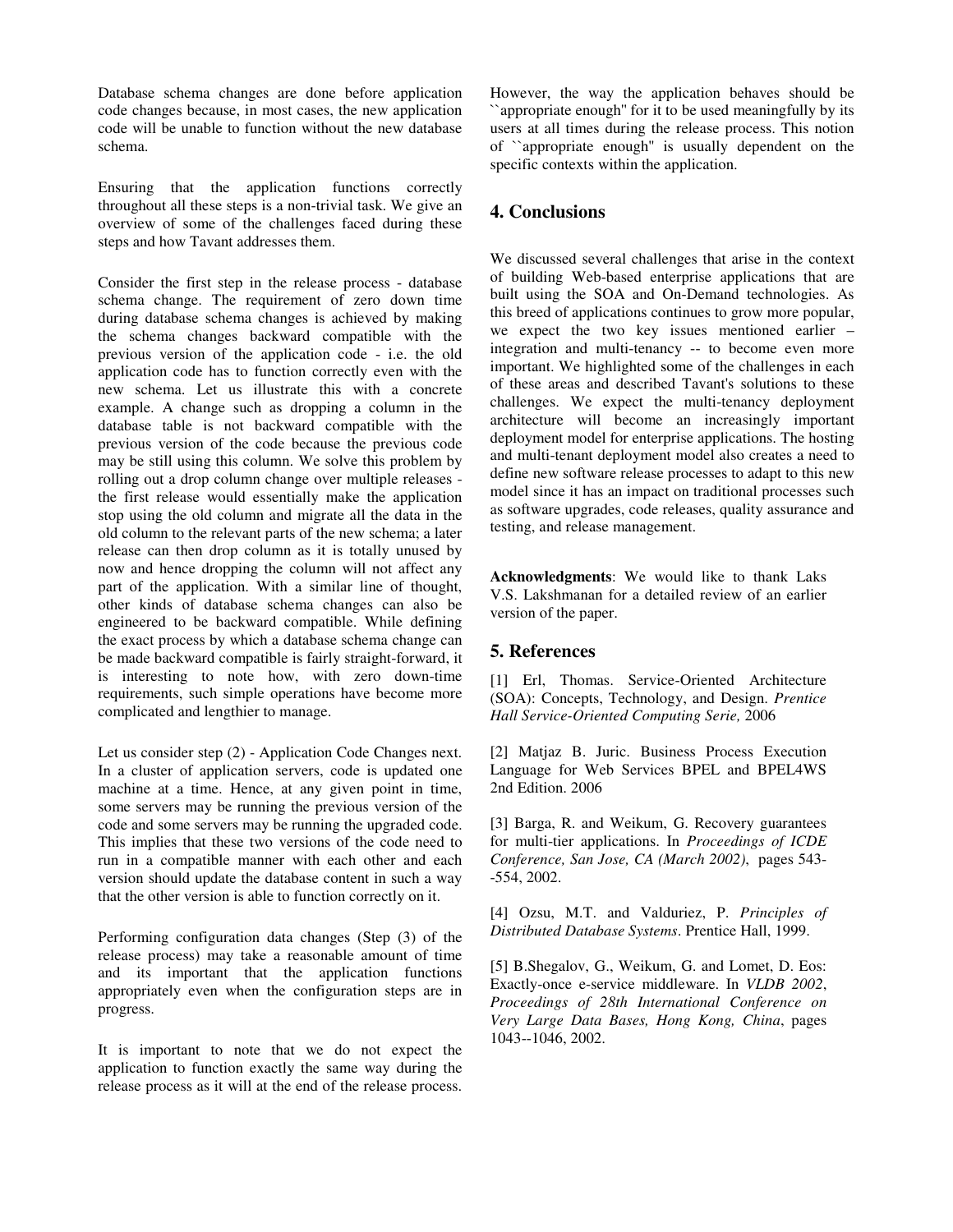Database schema changes are done before application code changes because, in most cases, the new application code will be unable to function without the new database schema.

Ensuring that the application functions correctly throughout all these steps is a non-trivial task. We give an overview of some of the challenges faced during these steps and how Tavant addresses them.

Consider the first step in the release process - database schema change. The requirement of zero down time during database schema changes is achieved by making the schema changes backward compatible with the previous version of the application code - i.e. the old application code has to function correctly even with the new schema. Let us illustrate this with a concrete example. A change such as dropping a column in the database table is not backward compatible with the previous version of the code because the previous code may be still using this column. We solve this problem by rolling out a drop column change over multiple releases - the first release would essentially make the application stop using the old column and migrate all the data in the old column to the relevant parts of the new schema; a later release can then drop column as it is totally unused by now and hence dropping the column will not affect any part of the application. With a similar line of thought, other kinds of database schema changes can also be engineered to be backward compatible. While defining the exact process by which a database schema change can be made backward compatible is fairly straight-forward, it is interesting to note how, with zero down-time requirements, such simple operations have become more complicated and lengthier to manage.

Let us consider step (2) - Application Code Changes next. In a cluster of application servers, code is updated one machine at a time. Hence, at any given point in time, some servers may be running the previous version of the code and some servers may be running the upgraded code. This implies that these two versions of the code need to run in a compatible manner with each other and each version should update the database content in such a way that the other version is able to function correctly on it.

Performing configuration data changes (Step (3) of the release process) may take a reasonable amount of time and its important that the application functions appropriately even when the configuration steps are in progress.

It is important to note that we do not expect the application to function exactly the same way during the release process as it will at the end of the release process. However, the way the application behaves should be ``appropriate enough'' for it to be used meaningfully by its users at all times during the release process. This notion of ``appropriate enough'' is usually dependent on the specific contexts within the application.

## 4. Conclusions

We discussed several challenges that arise in the context of building Web-based enterprise applications that are built using the SOA and On-Demand technologies. As this breed of applications continues to grow more popular, we expect the two key issues mentioned earlier – integration and multi-tenancy -- to become even more important. We highlighted some of the challenges in each of these areas and described Tavant's solutions to these challenges. We expect the multi-tenancy deployment architecture will become an increasingly important deployment model for enterprise applications. The hosting and multi-tenant deployment model also creates a need to define new software release processes to adapt to this new model since it has an impact on traditional processes such as software upgrades, code releases, quality assurance and testing, and release management.

**Acknowledgments**: We would like to thank Laks V.S. Lakshmanan for a detailed review of an earlier version of the paper.

## 5. References

[1] Erl, Thomas. Service-Oriented Architecture (SOA): Concepts, Technology, and Design. *Prentice Hall Service-Oriented Computing Serie,* 2006

[2] Matjaz B. Juric. Business Process Execution Language for Web Services BPEL and BPEL4WS 2nd Edition. 2006

[3] Barga, R. and Weikum, G. Recovery guarantees for multi-tier applications. In *Proceedings of ICDE Conference, San Jose, CA (March 2002)*, pages 543--554, 2002.

[4] Ozsu, M.T. and Valduriez, P. *Principles of Distributed Database Systems*. Prentice Hall, 1999.

[5] B.Shegalov, G., Weikum, G. and Lomet, D. Eos: Exactly-once e-service middleware. In *VLDB 2002*, *Proceedings of 28th International Conference on Very Large Data Bases, Hong Kong, China*, pages 1043--1046, 2002.